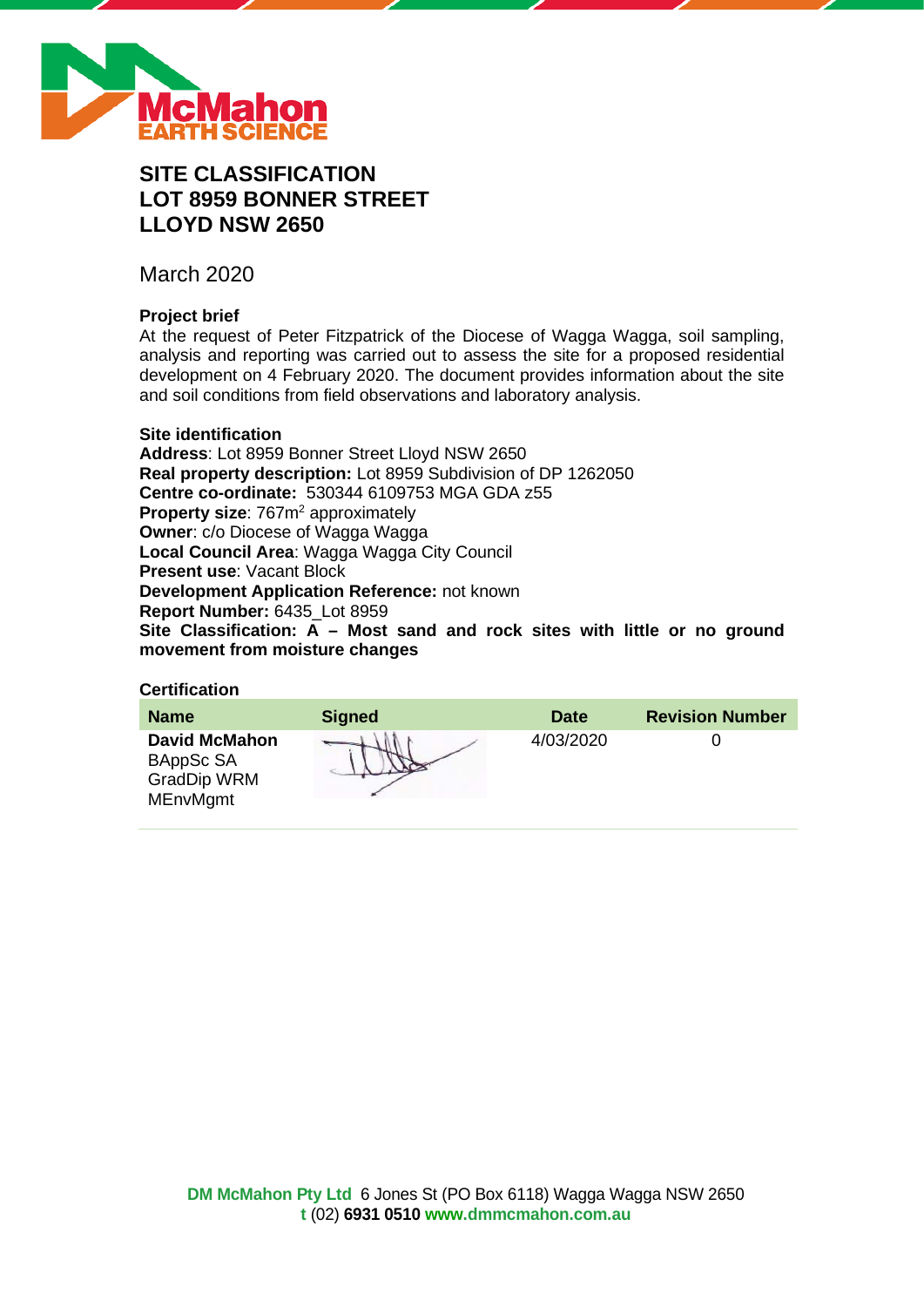# SITE CLASSIFICATION
# LOT 8959 BONNER STREET
# LLOYD NSW 2650

March 2020

**Project brief**

At the request of Peter Fitzpatrick of the Diocese of Wagga Wagga, soil sampling, analysis and reporting was carried out to assess the site for a proposed residential development on 4 February 2020. The document provides information about the site and soil conditions from field observations and laboratory analysis.

**Site identification**

**Address**: Lot 8959 Bonner Street Lloyd NSW 2650
**Real property description:** Lot 8959 Subdivision of DP 1262050
**Centre co-ordinate:** 530344 6109753 MGA GDA z55
**Property size**: 767m$^2$ approximately
**Owner**: c/o Diocese of Wagga Wagga
**Local Council Area**: Wagga Wagga City Council
**Present use**: Vacant Block
**Development Application Reference:** not known
**Report Number:** 6435_Lot 8959
**Site Classification: A – Most sand and rock sites with little or no ground movement from moisture changes**

**Certification**

| Name | Signed | Date | Revision Number |
|---|---|---|---|
| **David McMahon** BAppSc SA GradDip WRM MEnvMgmt | | 4/03/2020 | 0 |

**DM McMahon Pty Ltd** 6 Jones St (PO Box 6118) Wagga Wagga NSW 2650
**t** (02) **6931 0510** **www.dmmcmahon.com.au**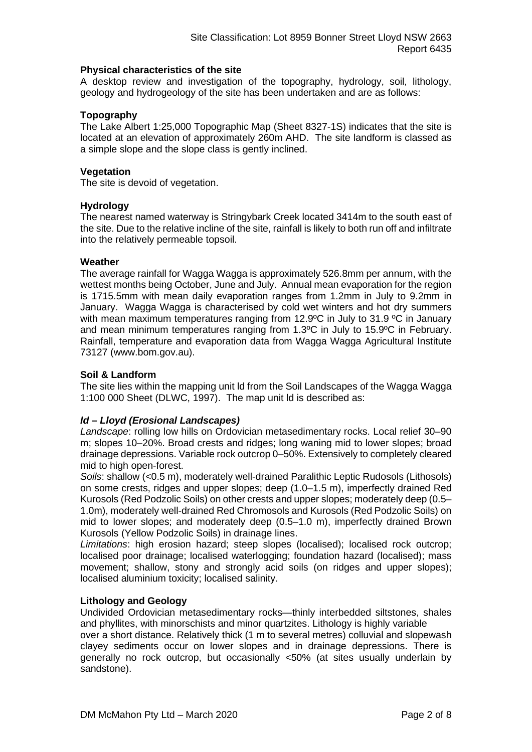**Physical characteristics of the site**

A desktop review and investigation of the topography, hydrology, soil, lithology, geology and hydrogeology of the site has been undertaken and are as follows:

**Topography**

The Lake Albert 1:25,000 Topographic Map (Sheet 8327-1S) indicates that the site is located at an elevation of approximately 260m AHD. The site landform is classed as a simple slope and the slope class is gently inclined.

**Vegetation**

The site is devoid of vegetation.

**Hydrology**

The nearest named waterway is Stringybark Creek located 3414m to the south east of the site. Due to the relative incline of the site, rainfall is likely to both run off and infiltrate into the relatively permeable topsoil.

**Weather**

The average rainfall for Wagga Wagga is approximately 526.8mm per annum, with the wettest months being October, June and July. Annual mean evaporation for the region is 1715.5mm with mean daily evaporation ranges from 1.2mm in July to 9.2mm in January. Wagga Wagga is characterised by cold wet winters and hot dry summers with mean maximum temperatures ranging from 12.9ºC in July to 31.9 ºC in January and mean minimum temperatures ranging from 1.3ºC in July to 15.9ºC in February. Rainfall, temperature and evaporation data from Wagga Wagga Agricultural Institute 73127 (www.bom.gov.au).

**Soil & Landform**

The site lies within the mapping unit ld from the Soil Landscapes of the Wagga Wagga 1:100 000 Sheet (DLWC, 1997). The map unit ld is described as:

***ld – Lloyd (Erosional Landscapes)***

*Landscape*: rolling low hills on Ordovician metasedimentary rocks. Local relief 30–90 m; slopes 10–20%. Broad crests and ridges; long waning mid to lower slopes; broad drainage depressions. Variable rock outcrop 0–50%. Extensively to completely cleared mid to high open-forest.

*Soils*: shallow (<0.5 m), moderately well-drained Paralithic Leptic Rudosols (Lithosols) on some crests, ridges and upper slopes; deep (1.0–1.5 m), imperfectly drained Red Kurosols (Red Podzolic Soils) on other crests and upper slopes; moderately deep (0.5–1.0m), moderately well-drained Red Chromosols and Kurosols (Red Podzolic Soils) on mid to lower slopes; and moderately deep (0.5–1.0 m), imperfectly drained Brown Kurosols (Yellow Podzolic Soils) in drainage lines.

*Limitations*: high erosion hazard; steep slopes (localised); localised rock outcrop; localised poor drainage; localised waterlogging; foundation hazard (localised); mass movement; shallow, stony and strongly acid soils (on ridges and upper slopes); localised aluminium toxicity; localised salinity.

**Lithology and Geology**

Undivided Ordovician metasedimentary rocks—thinly interbedded siltstones, shales and phyllites, with minorschists and minor quartzites. Lithology is highly variable over a short distance. Relatively thick (1 m to several metres) colluvial and slopewash clayey sediments occur on lower slopes and in drainage depressions. There is generally no rock outcrop, but occasionally <50% (at sites usually underlain by sandstone).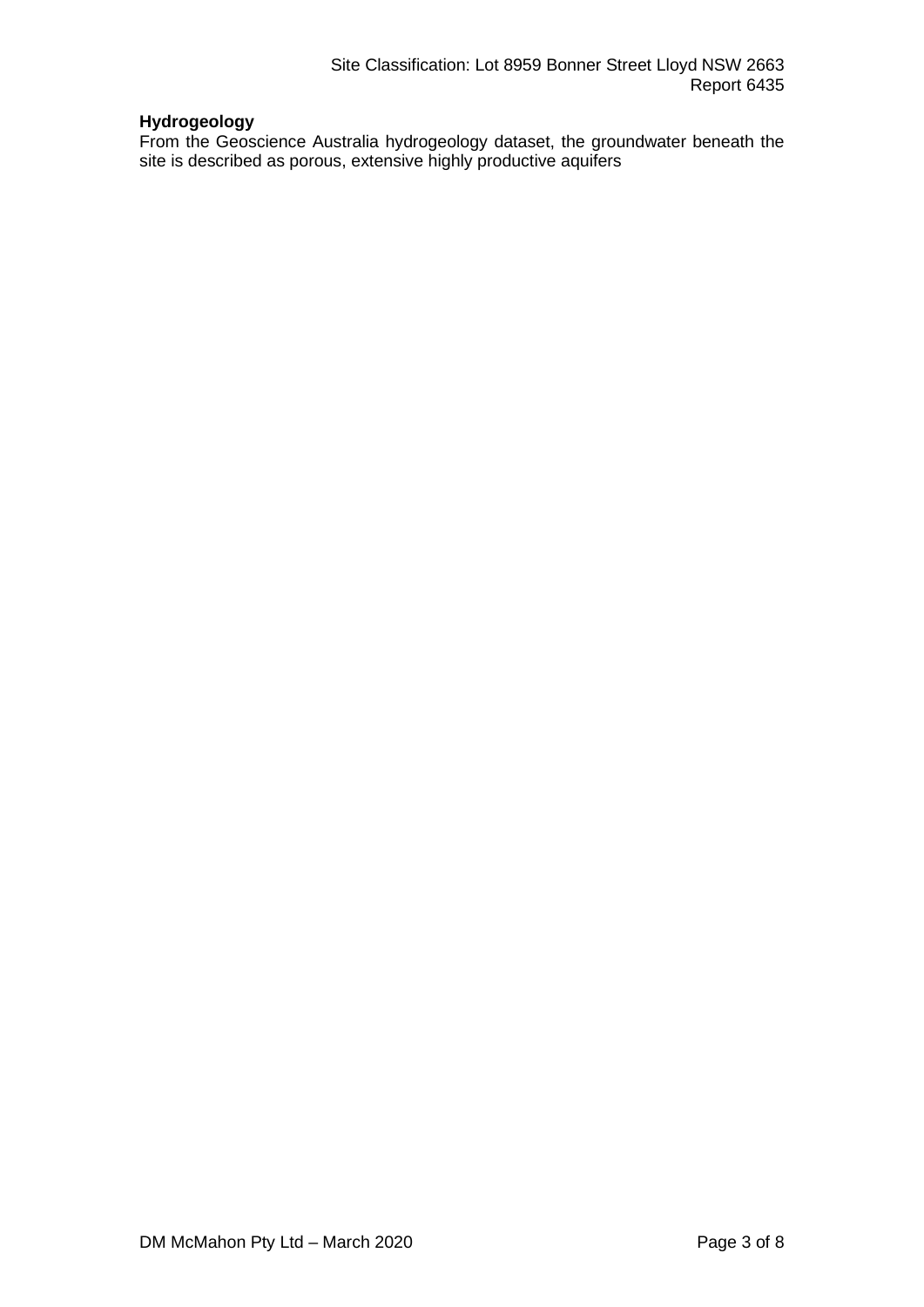**Hydrogeology**

From the Geoscience Australia hydrogeology dataset, the groundwater beneath the site is described as porous, extensive highly productive aquifers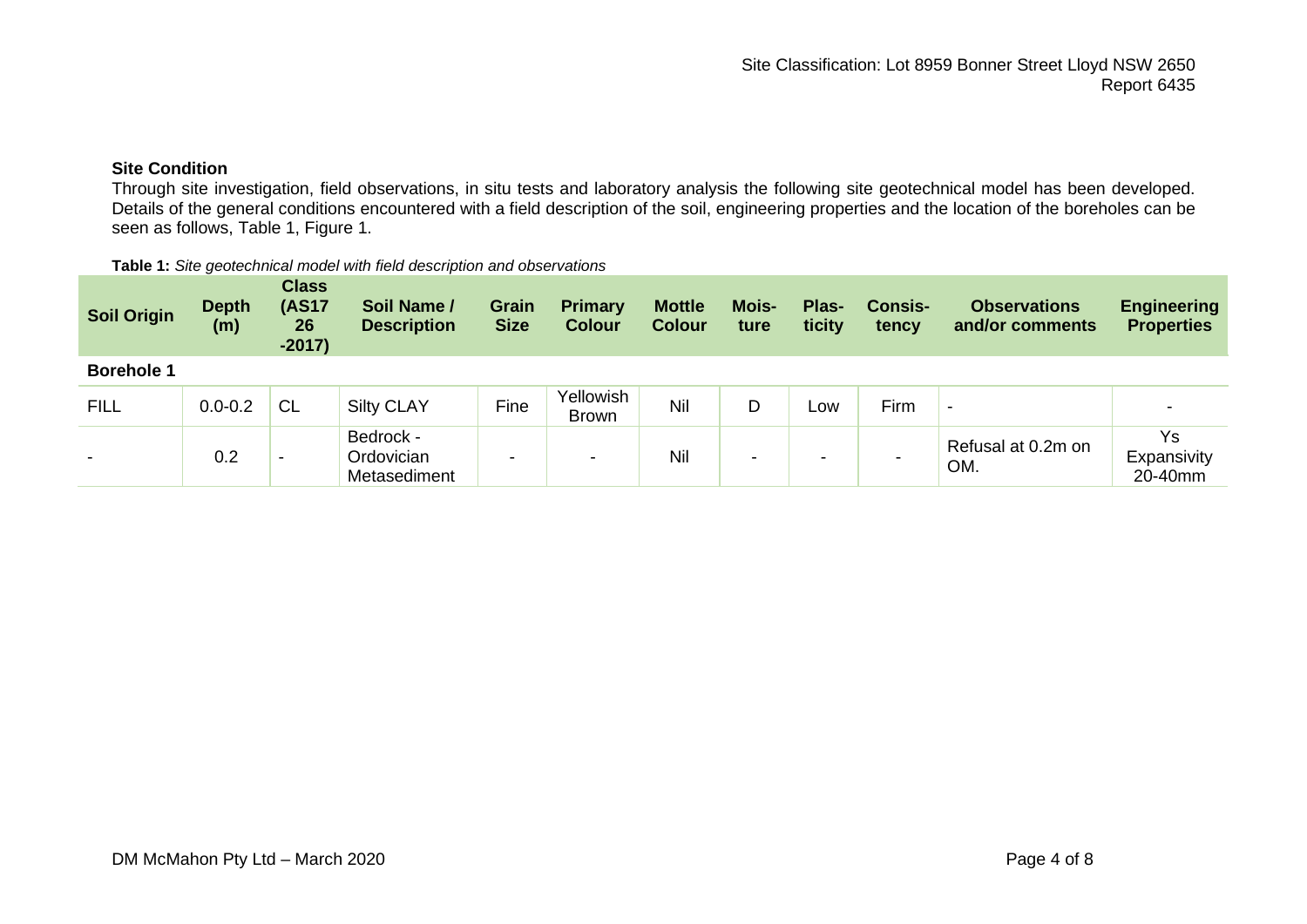## Site Condition

Through site investigation, field observations, in situ tests and laboratory analysis the following site geotechnical model has been developed. Details of the general conditions encountered with a field description of the soil, engineering properties and the location of the boreholes can be seen as follows, Table 1, Figure 1.

**Table 1:** *Site geotechnical model with field description and observations*

| Soil Origin | Depth (m) | Class (AS1726-2017) | Soil Name / Description | Grain Size | Primary Colour | Mottle Colour | Moisture | Plasticity | Consistency | Observations and/or comments | Engineering Properties |
|---|---|---|---|---|---|---|---|---|---|---|---|
| **Borehole 1** | | | | | | | | | | | |
| FILL | 0.0-0.2 | CL | Silty CLAY | Fine | Yellowish Brown | Nil | D | Low | Firm | - | - |
| - | 0.2 | - | Bedrock - Ordovician Metasediment | - | - | Nil | - | - | - | Refusal at 0.2m on OM. | Ys Expansivity 20-40mm |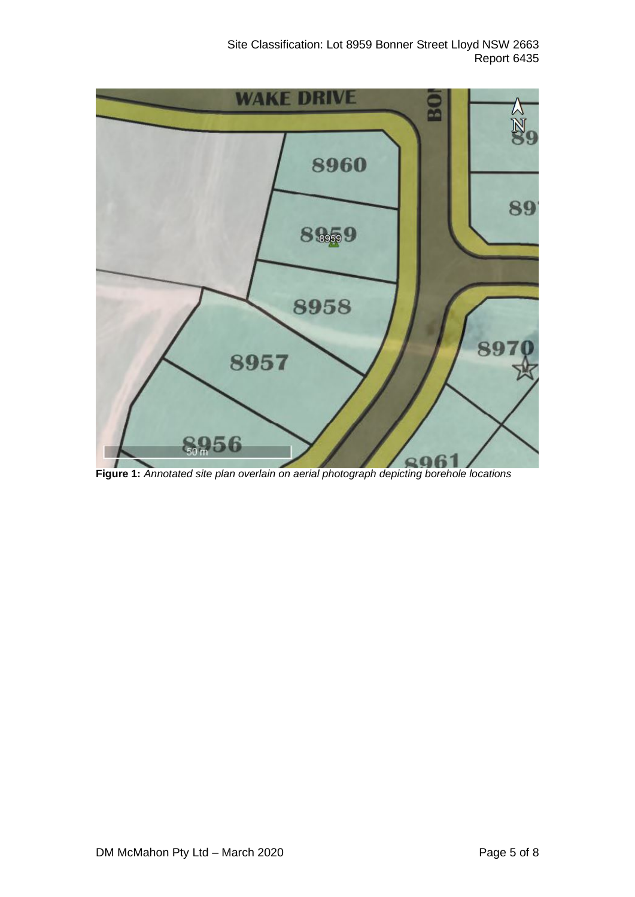**Figure 1:** *Annotated site plan overlain on aerial photograph depicting borehole locations*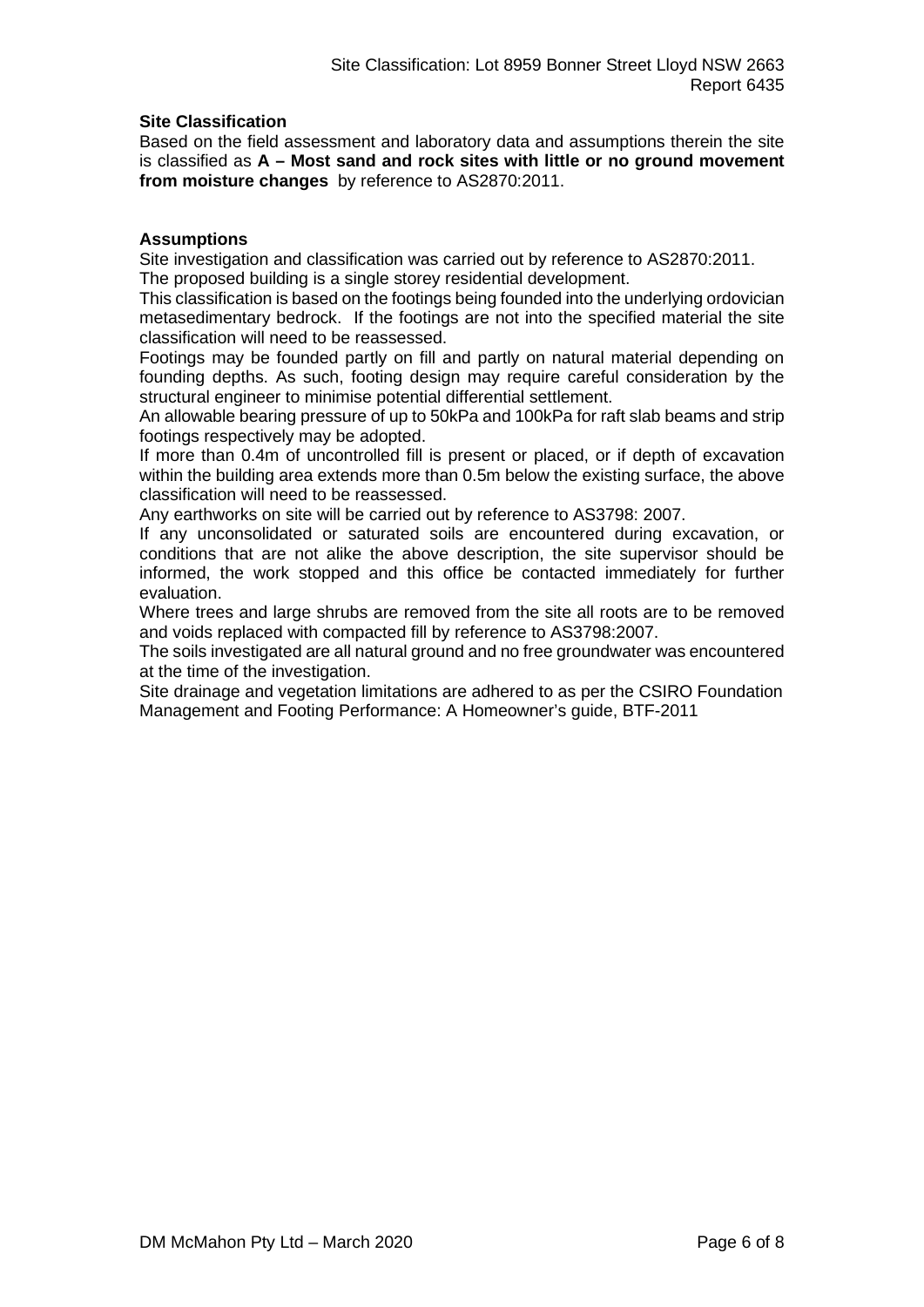**Site Classification**

Based on the field assessment and laboratory data and assumptions therein the site is classified as **A – Most sand and rock sites with little or no ground movement from moisture changes** by reference to AS2870:2011.

**Assumptions**

Site investigation and classification was carried out by reference to AS2870:2011.

The proposed building is a single storey residential development.

This classification is based on the footings being founded into the underlying ordovician metasedimentary bedrock. If the footings are not into the specified material the site classification will need to be reassessed.

Footings may be founded partly on fill and partly on natural material depending on founding depths. As such, footing design may require careful consideration by the structural engineer to minimise potential differential settlement.

An allowable bearing pressure of up to 50kPa and 100kPa for raft slab beams and strip footings respectively may be adopted.

If more than 0.4m of uncontrolled fill is present or placed, or if depth of excavation within the building area extends more than 0.5m below the existing surface, the above classification will need to be reassessed.

Any earthworks on site will be carried out by reference to AS3798: 2007.

If any unconsolidated or saturated soils are encountered during excavation, or conditions that are not alike the above description, the site supervisor should be informed, the work stopped and this office be contacted immediately for further evaluation.

Where trees and large shrubs are removed from the site all roots are to be removed and voids replaced with compacted fill by reference to AS3798:2007.

The soils investigated are all natural ground and no free groundwater was encountered at the time of the investigation.

Site drainage and vegetation limitations are adhered to as per the CSIRO Foundation Management and Footing Performance: A Homeowner's guide, BTF-2011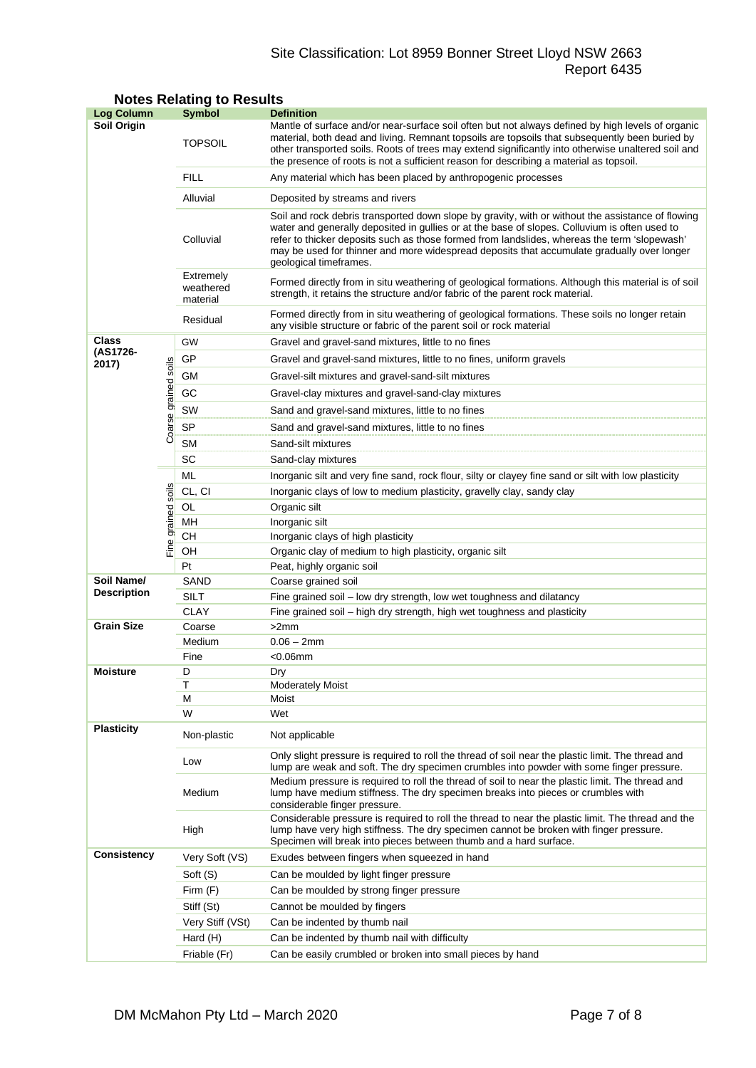## Notes Relating to Results

| Log Column | | Symbol | Definition |
|---|---|---|---|
| **Soil Origin** | | TOPSOIL | Mantle of surface and/or near-surface soil often but not always defined by high levels of organic material, both dead and living. Remnant topsoils are topsoils that subsequently been buried by other transported soils. Roots of trees may extend significantly into otherwise unaltered soil and the presence of roots is not a sufficient reason for describing a material as topsoil. |
| | | FILL | Any material which has been placed by anthropogenic processes |
| | | Alluvial | Deposited by streams and rivers |
| | | Colluvial | Soil and rock debris transported down slope by gravity, with or without the assistance of flowing water and generally deposited in gullies or at the base of slopes. Colluvium is often used to refer to thicker deposits such as those formed from landslides, whereas the term 'slopewash' may be used for thinner and more widespread deposits that accumulate gradually over longer geological timeframes. |
| | | Extremely weathered material | Formed directly from in situ weathering of geological formations. Although this material is of soil strength, it retains the structure and/or fabric of the parent rock material. |
| | | Residual | Formed directly from in situ weathering of geological formations. These soils no longer retain any visible structure or fabric of the parent soil or rock material |
| **Class (AS1726-2017)** | Coarse grained soils | GW | Gravel and gravel-sand mixtures, little to no fines |
| | | GP | Gravel and gravel-sand mixtures, little to no fines, uniform gravels |
| | | GM | Gravel-silt mixtures and gravel-sand-silt mixtures |
| | | GC | Gravel-clay mixtures and gravel-sand-clay mixtures |
| | | SW | Sand and gravel-sand mixtures, little to no fines |
| | | SP | Sand and gravel-sand mixtures, little to no fines |
| | | SM | Sand-silt mixtures |
| | | SC | Sand-clay mixtures |
| | Fine grained soils | ML | Inorganic silt and very fine sand, rock flour, silty or clayey fine sand or silt with low plasticity |
| | | CL, CI | Inorganic clays of low to medium plasticity, gravelly clay, sandy clay |
| | | OL | Organic silt |
| | | MH | Inorganic silt |
| | | CH | Inorganic clays of high plasticity |
| | | OH | Organic clay of medium to high plasticity, organic silt |
| | | Pt | Peat, highly organic soil |
| **Soil Name/ Description** | | SAND | Coarse grained soil |
| | | SILT | Fine grained soil – low dry strength, low wet toughness and dilatancy |
| | | CLAY | Fine grained soil – high dry strength, high wet toughness and plasticity |
| **Grain Size** | | Coarse | >2mm |
| | | Medium | 0.06 – 2mm |
| | | Fine | <0.06mm |
| **Moisture** | | D | Dry |
| | | T | Moderately Moist |
| | | M | Moist |
| | | W | Wet |
| **Plasticity** | | Non-plastic | Not applicable |
| | | Low | Only slight pressure is required to roll the thread of soil near the plastic limit. The thread and lump are weak and soft. The dry specimen crumbles into powder with some finger pressure. |
| | | Medium | Medium pressure is required to roll the thread of soil to near the plastic limit. The thread and lump have medium stiffness. The dry specimen breaks into pieces or crumbles with considerable finger pressure. |
| | | High | Considerable pressure is required to roll the thread to near the plastic limit. The thread and the lump have very high stiffness. The dry specimen cannot be broken with finger pressure. Specimen will break into pieces between thumb and a hard surface. |
| **Consistency** | | Very Soft (VS) | Exudes between fingers when squeezed in hand |
| | | Soft (S) | Can be moulded by light finger pressure |
| | | Firm (F) | Can be moulded by strong finger pressure |
| | | Stiff (St) | Cannot be moulded by fingers |
| | | Very Stiff (VSt) | Can be indented by thumb nail |
| | | Hard (H) | Can be indented by thumb nail with difficulty |
| | | Friable (Fr) | Can be easily crumbled or broken into small pieces by hand |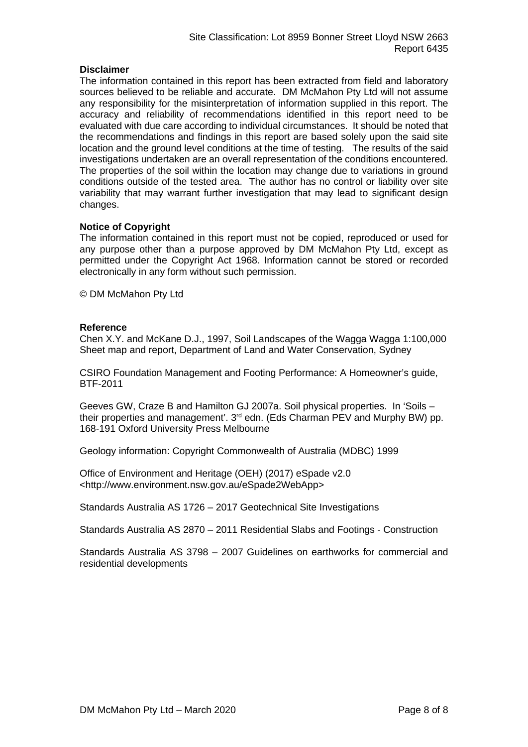**Disclaimer**

The information contained in this report has been extracted from field and laboratory sources believed to be reliable and accurate. DM McMahon Pty Ltd will not assume any responsibility for the misinterpretation of information supplied in this report. The accuracy and reliability of recommendations identified in this report need to be evaluated with due care according to individual circumstances. It should be noted that the recommendations and findings in this report are based solely upon the said site location and the ground level conditions at the time of testing. The results of the said investigations undertaken are an overall representation of the conditions encountered. The properties of the soil within the location may change due to variations in ground conditions outside of the tested area. The author has no control or liability over site variability that may warrant further investigation that may lead to significant design changes.

**Notice of Copyright**

The information contained in this report must not be copied, reproduced or used for any purpose other than a purpose approved by DM McMahon Pty Ltd, except as permitted under the Copyright Act 1968. Information cannot be stored or recorded electronically in any form without such permission.

© DM McMahon Pty Ltd

**Reference**

Chen X.Y. and McKane D.J., 1997, Soil Landscapes of the Wagga Wagga 1:100,000 Sheet map and report, Department of Land and Water Conservation, Sydney

CSIRO Foundation Management and Footing Performance: A Homeowner's guide, BTF-2011

Geeves GW, Craze B and Hamilton GJ 2007a. Soil physical properties. In 'Soils – their properties and management'. 3rd edn. (Eds Charman PEV and Murphy BW) pp. 168-191 Oxford University Press Melbourne

Geology information: Copyright Commonwealth of Australia (MDBC) 1999

Office of Environment and Heritage (OEH) (2017) eSpade v2.0 <http://www.environment.nsw.gov.au/eSpade2WebApp>

Standards Australia AS 1726 – 2017 Geotechnical Site Investigations

Standards Australia AS 2870 – 2011 Residential Slabs and Footings - Construction

Standards Australia AS 3798 – 2007 Guidelines on earthworks for commercial and residential developments